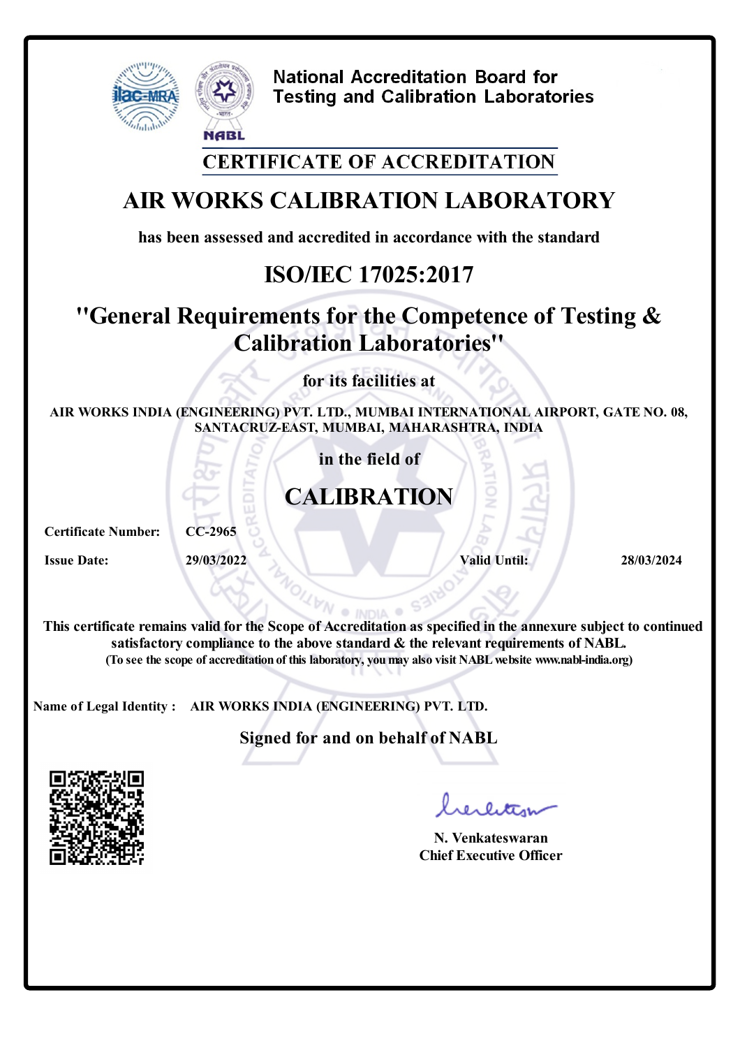National Accreditation Board for
Testing and Calibration Laboratories

NABL

## CERTIFICATE OF ACCREDITATION

# AIR WORKS CALIBRATION LABORATORY

**has been assessed and accredited in accordance with the standard**

## ISO/IEC 17025:2017

## "General Requirements for the Competence of Testing & Calibration Laboratories"

**for its facilities at**

**AIR WORKS INDIA (ENGINEERING) PVT. LTD., MUMBAI INTERNATIONAL AIRPORT, GATE NO. 08, SANTACRUZ-EAST, MUMBAI, MAHARASHTRA, INDIA**

**in the field of**

## CALIBRATION

**Certificate Number:** CC-2965

**Issue Date:** 29/03/2022 **Valid Until:** 28/03/2024

**This certificate remains valid for the Scope of Accreditation as specified in the annexure subject to continued satisfactory compliance to the above standard & the relevant requirements of NABL.**
**(To see the scope of accreditation of this laboratory, you may also visit NABL website www.nabl-india.org)**

**Name of Legal Identity :** AIR WORKS INDIA (ENGINEERING) PVT. LTD.

**Signed for and on behalf of NABL**

**N. Venkateswaran**
**Chief Executive Officer**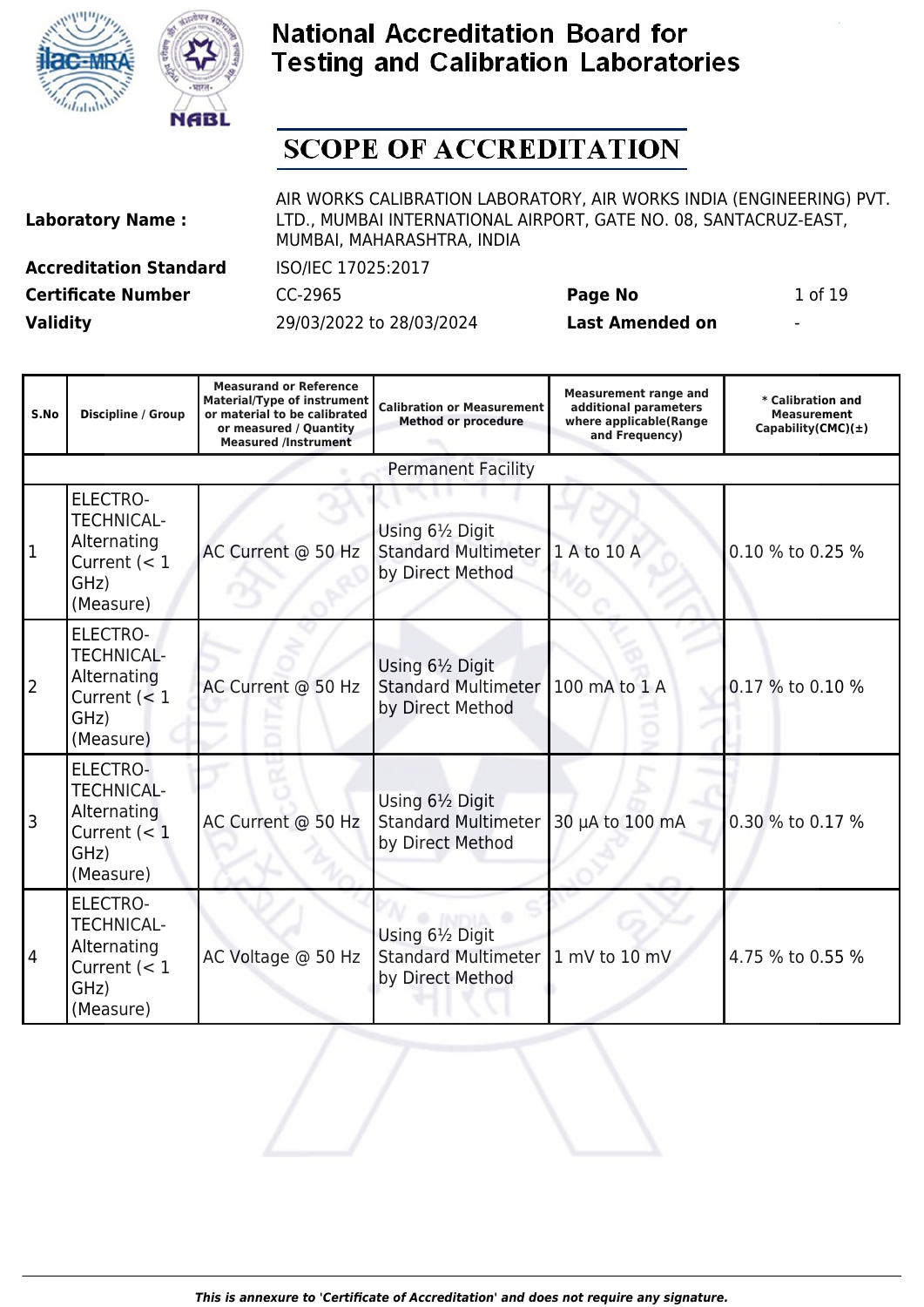# National Accreditation Board for Testing and Calibration Laboratories

## SCOPE OF ACCREDITATION

| | | | |
|---|---|---|---|
| **Laboratory Name :** | AIR WORKS CALIBRATION LABORATORY, AIR WORKS INDIA (ENGINEERING) PVT. LTD., MUMBAI INTERNATIONAL AIRPORT, GATE NO. 08, SANTACRUZ-EAST, MUMBAI, MAHARASHTRA, INDIA | | |
| **Accreditation Standard** | ISO/IEC 17025:2017 | | |
| **Certificate Number** | CC-2965 | **Page No** | 1 of 19 |
| **Validity** | 29/03/2022 to 28/03/2024 | **Last Amended on** | - |

| S.No | Discipline / Group | Measurand or Reference Material/Type of instrument or material to be calibrated or measured / Quantity Measured /Instrument | Calibration or Measurement Method or procedure | Measurement range and additional parameters where applicable(Range and Frequency) | * Calibration and Measurement Capability(CMC)(±) |
|---|---|---|---|---|---|
| Permanent Facility | | | | | |
| 1 | ELECTRO-TECHNICAL-Alternating Current (< 1 GHz) (Measure) | AC Current @ 50 Hz | Using 6½ Digit Standard Multimeter by Direct Method | 1 A to 10 A | 0.10 % to 0.25 % |
| 2 | ELECTRO-TECHNICAL-Alternating Current (< 1 GHz) (Measure) | AC Current @ 50 Hz | Using 6½ Digit Standard Multimeter by Direct Method | 100 mA to 1 A | 0.17 % to 0.10 % |
| 3 | ELECTRO-TECHNICAL-Alternating Current (< 1 GHz) (Measure) | AC Current @ 50 Hz | Using 6½ Digit Standard Multimeter by Direct Method | 30 µA to 100 mA | 0.30 % to 0.17 % |
| 4 | ELECTRO-TECHNICAL-Alternating Current (< 1 GHz) (Measure) | AC Voltage @ 50 Hz | Using 6½ Digit Standard Multimeter by Direct Method | 1 mV to 10 mV | 4.75 % to 0.55 % |

*This is annexure to 'Certificate of Accreditation' and does not require any signature.*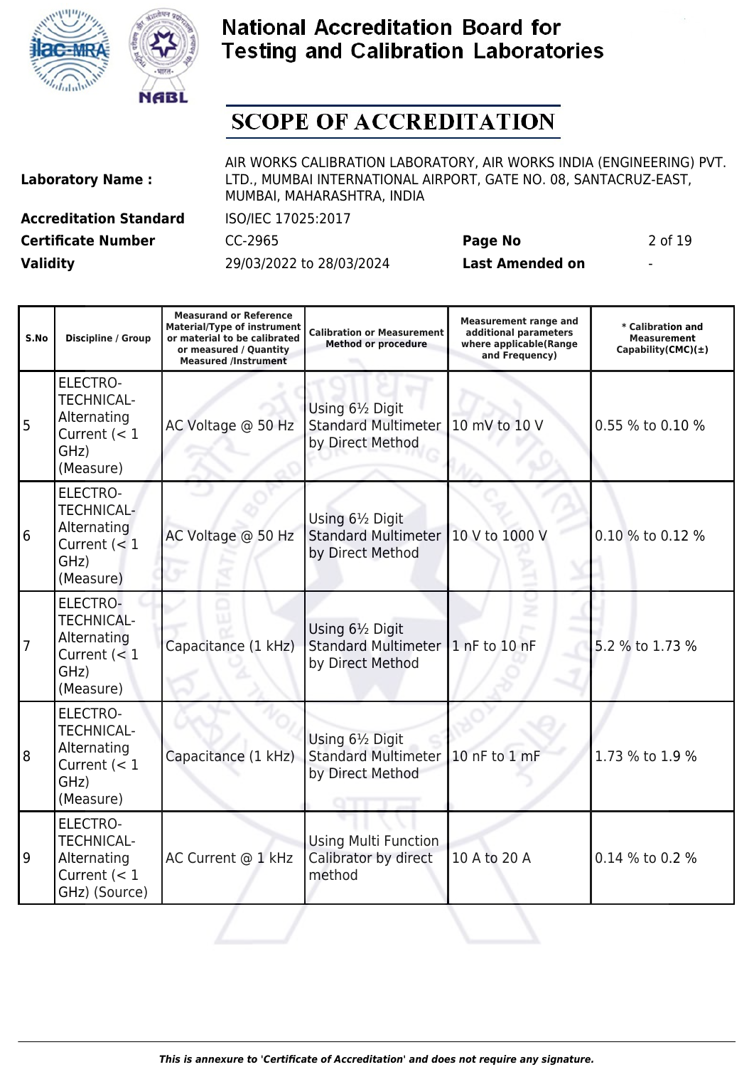# National Accreditation Board for Testing and Calibration Laboratories

## SCOPE OF ACCREDITATION

| | | | |
|---|---|---|---|
| **Laboratory Name :** | AIR WORKS CALIBRATION LABORATORY, AIR WORKS INDIA (ENGINEERING) PVT. LTD., MUMBAI INTERNATIONAL AIRPORT, GATE NO. 08, SANTACRUZ-EAST, MUMBAI, MAHARASHTRA, INDIA | | |
| **Accreditation Standard** | ISO/IEC 17025:2017 | | |
| **Certificate Number** | CC-2965 | **Page No** | 2 of 19 |
| **Validity** | 29/03/2022 to 28/03/2024 | **Last Amended on** | - |

| S.No | Discipline / Group | Measurand or Reference Material/Type of instrument or material to be calibrated or measured / Quantity Measured /Instrument | Calibration or Measurement Method or procedure | Measurement range and additional parameters where applicable(Range and Frequency) | * Calibration and Measurement Capability(CMC)(±) |
|---|---|---|---|---|---|
| 5 | ELECTRO-TECHNICAL-Alternating Current (< 1 GHz) (Measure) | AC Voltage @ 50 Hz | Using 6½ Digit Standard Multimeter by Direct Method | 10 mV to 10 V | 0.55 % to 0.10 % |
| 6 | ELECTRO-TECHNICAL-Alternating Current (< 1 GHz) (Measure) | AC Voltage @ 50 Hz | Using 6½ Digit Standard Multimeter by Direct Method | 10 V to 1000 V | 0.10 % to 0.12 % |
| 7 | ELECTRO-TECHNICAL-Alternating Current (< 1 GHz) (Measure) | Capacitance (1 kHz) | Using 6½ Digit Standard Multimeter by Direct Method | 1 nF to 10 nF | 5.2 % to 1.73 % |
| 8 | ELECTRO-TECHNICAL-Alternating Current (< 1 GHz) (Measure) | Capacitance (1 kHz) | Using 6½ Digit Standard Multimeter by Direct Method | 10 nF to 1 mF | 1.73 % to 1.9 % |
| 9 | ELECTRO-TECHNICAL-Alternating Current (< 1 GHz) (Source) | AC Current @ 1 kHz | Using Multi Function Calibrator by direct method | 10 A to 20 A | 0.14 % to 0.2 % |

*This is annexure to 'Certificate of Accreditation' and does not require any signature.*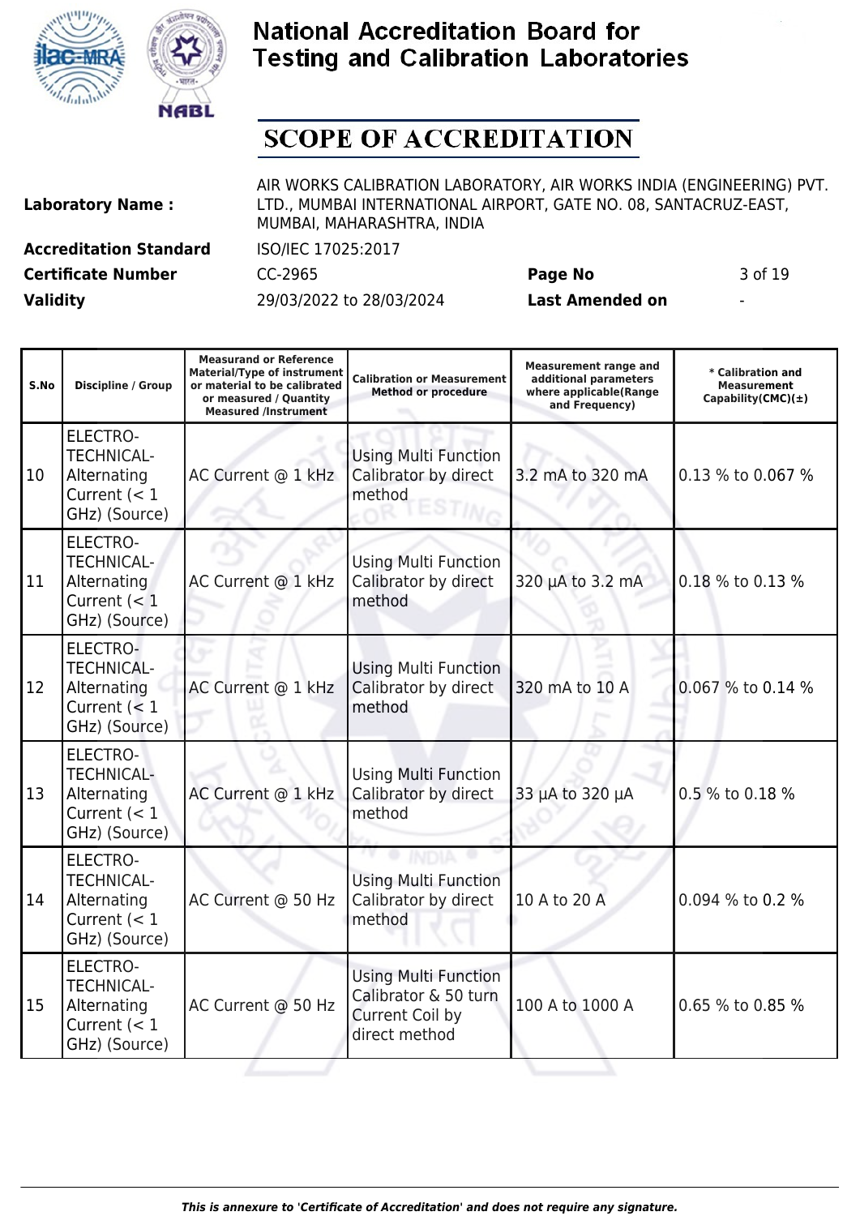# National Accreditation Board for Testing and Calibration Laboratories

## SCOPE OF ACCREDITATION

| | | | |
|---|---|---|---|
| **Laboratory Name :** | AIR WORKS CALIBRATION LABORATORY, AIR WORKS INDIA (ENGINEERING) PVT. LTD., MUMBAI INTERNATIONAL AIRPORT, GATE NO. 08, SANTACRUZ-EAST, MUMBAI, MAHARASHTRA, INDIA | | |
| **Accreditation Standard** | ISO/IEC 17025:2017 | | |
| **Certificate Number** | CC-2965 | **Page No** | 3 of 19 |
| **Validity** | 29/03/2022 to 28/03/2024 | **Last Amended on** | - |

| S.No | Discipline / Group | Measurand or Reference Material/Type of instrument or material to be calibrated or measured / Quantity Measured /Instrument | Calibration or Measurement Method or procedure | Measurement range and additional parameters where applicable(Range and Frequency) | * Calibration and Measurement Capability(CMC)(±) |
|---|---|---|---|---|---|
| 10 | ELECTRO-TECHNICAL- Alternating Current (< 1 GHz) (Source) | AC Current @ 1 kHz | Using Multi Function Calibrator by direct method | 3.2 mA to 320 mA | 0.13 % to 0.067 % |
| 11 | ELECTRO-TECHNICAL- Alternating Current (< 1 GHz) (Source) | AC Current @ 1 kHz | Using Multi Function Calibrator by direct method | 320 µA to 3.2 mA | 0.18 % to 0.13 % |
| 12 | ELECTRO-TECHNICAL- Alternating Current (< 1 GHz) (Source) | AC Current @ 1 kHz | Using Multi Function Calibrator by direct method | 320 mA to 10 A | 0.067 % to 0.14 % |
| 13 | ELECTRO-TECHNICAL- Alternating Current (< 1 GHz) (Source) | AC Current @ 1 kHz | Using Multi Function Calibrator by direct method | 33 µA to 320 µA | 0.5 % to 0.18 % |
| 14 | ELECTRO-TECHNICAL- Alternating Current (< 1 GHz) (Source) | AC Current @ 50 Hz | Using Multi Function Calibrator by direct method | 10 A to 20 A | 0.094 % to 0.2 % |
| 15 | ELECTRO-TECHNICAL- Alternating Current (< 1 GHz) (Source) | AC Current @ 50 Hz | Using Multi Function Calibrator & 50 turn Current Coil by direct method | 100 A to 1000 A | 0.65 % to 0.85 % |

*This is annexure to 'Certificate of Accreditation' and does not require any signature.*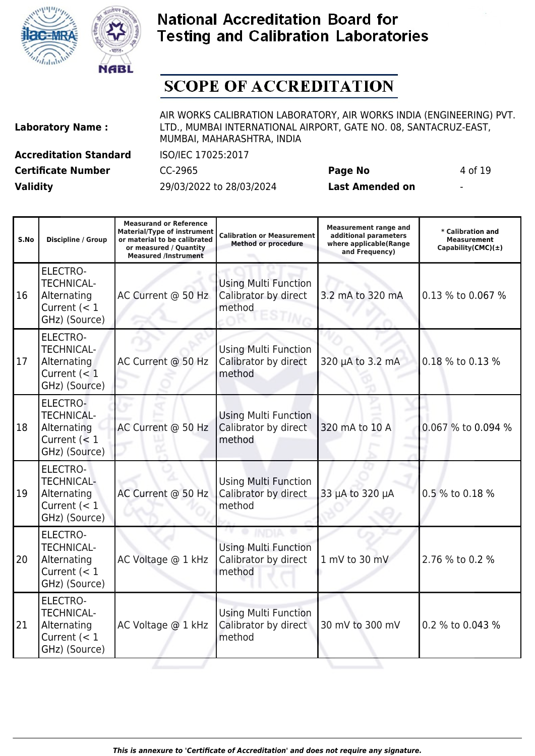# National Accreditation Board for Testing and Calibration Laboratories

## SCOPE OF ACCREDITATION

| | | | |
|---|---|---|---|
| **Laboratory Name :** | AIR WORKS CALIBRATION LABORATORY, AIR WORKS INDIA (ENGINEERING) PVT. LTD., MUMBAI INTERNATIONAL AIRPORT, GATE NO. 08, SANTACRUZ-EAST, MUMBAI, MAHARASHTRA, INDIA | | |
| **Accreditation Standard** | ISO/IEC 17025:2017 | | |
| **Certificate Number** | CC-2965 | **Page No** | 4 of 19 |
| **Validity** | 29/03/2022 to 28/03/2024 | **Last Amended on** | - |

| S.No | Discipline / Group | Measurand or Reference Material/Type of instrument or material to be calibrated or measured / Quantity Measured /Instrument | Calibration or Measurement Method or procedure | Measurement range and additional parameters where applicable(Range and Frequency) | * Calibration and Measurement Capability(CMC)(±) |
|---|---|---|---|---|---|
| 16 | ELECTRO-TECHNICAL- Alternating Current (< 1 GHz) (Source) | AC Current @ 50 Hz | Using Multi Function Calibrator by direct method | 3.2 mA to 320 mA | 0.13 % to 0.067 % |
| 17 | ELECTRO-TECHNICAL- Alternating Current (< 1 GHz) (Source) | AC Current @ 50 Hz | Using Multi Function Calibrator by direct method | 320 µA to 3.2 mA | 0.18 % to 0.13 % |
| 18 | ELECTRO-TECHNICAL- Alternating Current (< 1 GHz) (Source) | AC Current @ 50 Hz | Using Multi Function Calibrator by direct method | 320 mA to 10 A | 0.067 % to 0.094 % |
| 19 | ELECTRO-TECHNICAL- Alternating Current (< 1 GHz) (Source) | AC Current @ 50 Hz | Using Multi Function Calibrator by direct method | 33 µA to 320 µA | 0.5 % to 0.18 % |
| 20 | ELECTRO-TECHNICAL- Alternating Current (< 1 GHz) (Source) | AC Voltage @ 1 kHz | Using Multi Function Calibrator by direct method | 1 mV to 30 mV | 2.76 % to 0.2 % |
| 21 | ELECTRO-TECHNICAL- Alternating Current (< 1 GHz) (Source) | AC Voltage @ 1 kHz | Using Multi Function Calibrator by direct method | 30 mV to 300 mV | 0.2 % to 0.043 % |

*This is annexure to 'Certificate of Accreditation' and does not require any signature.*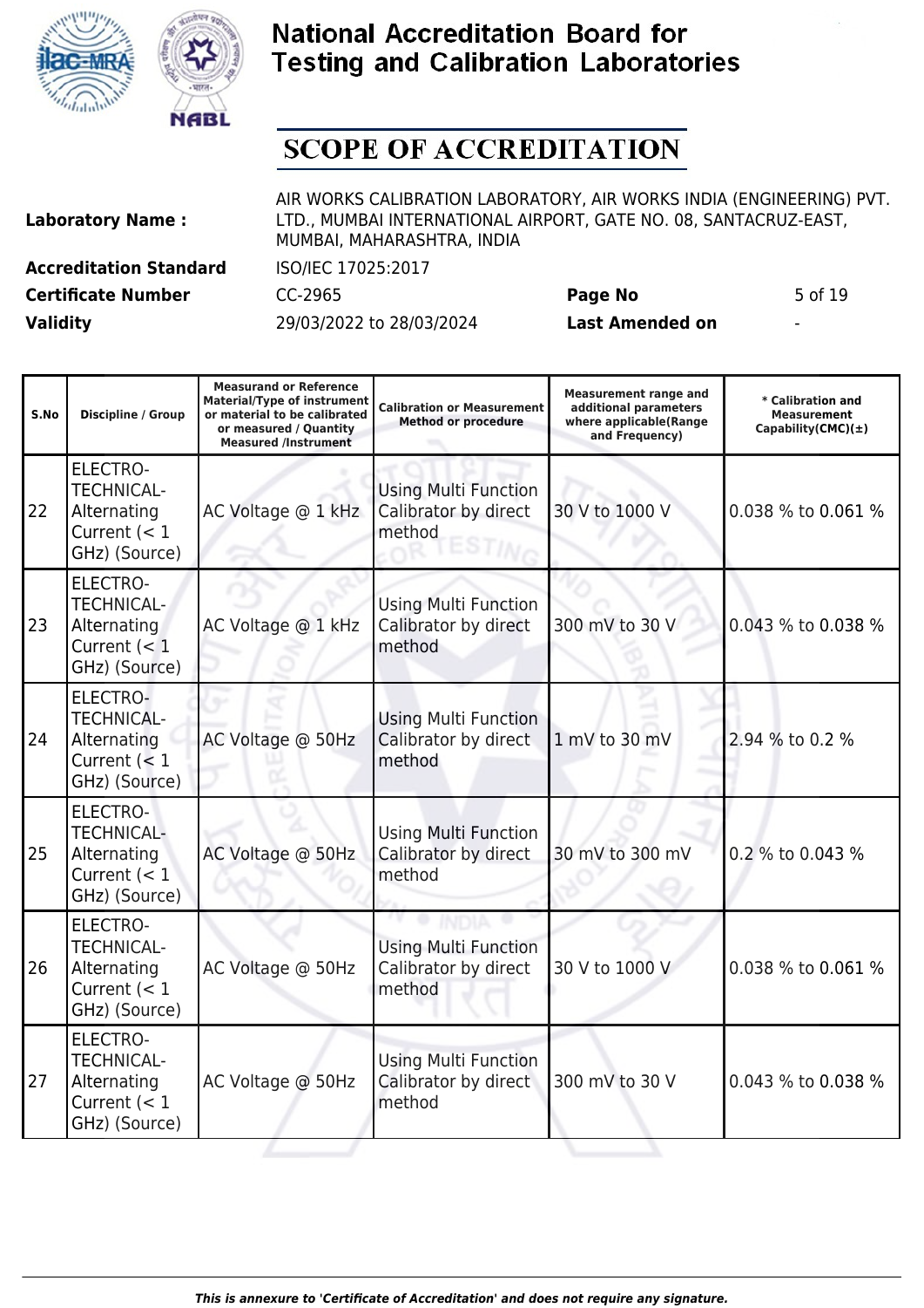# National Accreditation Board for Testing and Calibration Laboratories

## SCOPE OF ACCREDITATION

| | | | |
|---|---|---|---|
| **Laboratory Name :** | AIR WORKS CALIBRATION LABORATORY, AIR WORKS INDIA (ENGINEERING) PVT. LTD., MUMBAI INTERNATIONAL AIRPORT, GATE NO. 08, SANTACRUZ-EAST, MUMBAI, MAHARASHTRA, INDIA | | |
| **Accreditation Standard** | ISO/IEC 17025:2017 | | |
| **Certificate Number** | CC-2965 | **Page No** | 5 of 19 |
| **Validity** | 29/03/2022 to 28/03/2024 | **Last Amended on** | - |

| S.No | Discipline / Group | Measurand or Reference Material/Type of instrument or material to be calibrated or measured / Quantity Measured /Instrument | Calibration or Measurement Method or procedure | Measurement range and additional parameters where applicable(Range and Frequency) | * Calibration and Measurement Capability(CMC)(±) |
|---|---|---|---|---|---|
| 22 | ELECTRO-TECHNICAL- Alternating Current (< 1 GHz) (Source) | AC Voltage @ 1 kHz | Using Multi Function Calibrator by direct method | 30 V to 1000 V | 0.038 % to 0.061 % |
| 23 | ELECTRO-TECHNICAL- Alternating Current (< 1 GHz) (Source) | AC Voltage @ 1 kHz | Using Multi Function Calibrator by direct method | 300 mV to 30 V | 0.043 % to 0.038 % |
| 24 | ELECTRO-TECHNICAL- Alternating Current (< 1 GHz) (Source) | AC Voltage @ 50Hz | Using Multi Function Calibrator by direct method | 1 mV to 30 mV | 2.94 % to 0.2 % |
| 25 | ELECTRO-TECHNICAL- Alternating Current (< 1 GHz) (Source) | AC Voltage @ 50Hz | Using Multi Function Calibrator by direct method | 30 mV to 300 mV | 0.2 % to 0.043 % |
| 26 | ELECTRO-TECHNICAL- Alternating Current (< 1 GHz) (Source) | AC Voltage @ 50Hz | Using Multi Function Calibrator by direct method | 30 V to 1000 V | 0.038 % to 0.061 % |
| 27 | ELECTRO-TECHNICAL- Alternating Current (< 1 GHz) (Source) | AC Voltage @ 50Hz | Using Multi Function Calibrator by direct method | 300 mV to 30 V | 0.043 % to 0.038 % |

*This is annexure to 'Certificate of Accreditation' and does not require any signature.*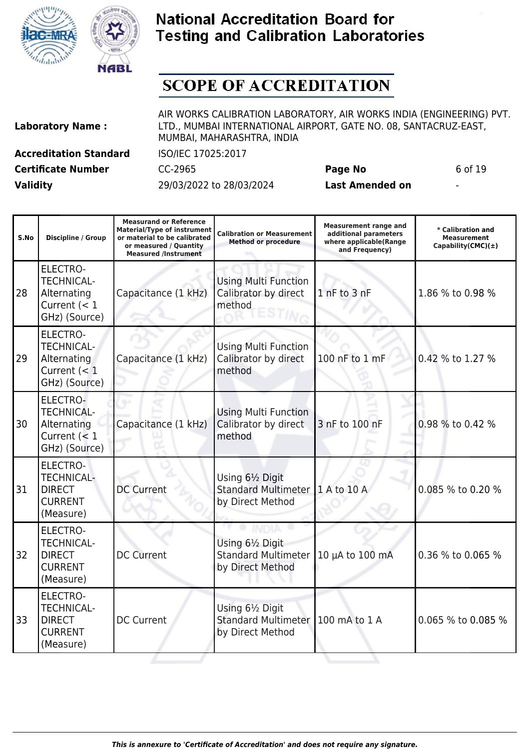# National Accreditation Board for Testing and Calibration Laboratories

## SCOPE OF ACCREDITATION

| | | | |
|---|---|---|---|
| **Laboratory Name :** | AIR WORKS CALIBRATION LABORATORY, AIR WORKS INDIA (ENGINEERING) PVT. LTD., MUMBAI INTERNATIONAL AIRPORT, GATE NO. 08, SANTACRUZ-EAST, MUMBAI, MAHARASHTRA, INDIA | | |
| **Accreditation Standard** | ISO/IEC 17025:2017 | | |
| **Certificate Number** | CC-2965 | **Page No** | 6 of 19 |
| **Validity** | 29/03/2022 to 28/03/2024 | **Last Amended on** | - |

| S.No | Discipline / Group | Measurand or Reference Material/Type of instrument or material to be calibrated or measured / Quantity Measured /Instrument | Calibration or Measurement Method or procedure | Measurement range and additional parameters where applicable(Range and Frequency) | * Calibration and Measurement Capability(CMC)(±) |
|---|---|---|---|---|---|
| 28 | ELECTRO-TECHNICAL-Alternating Current (< 1 GHz) (Source) | Capacitance (1 kHz) | Using Multi Function Calibrator by direct method | 1 nF to 3 nF | 1.86 % to 0.98 % |
| 29 | ELECTRO-TECHNICAL-Alternating Current (< 1 GHz) (Source) | Capacitance (1 kHz) | Using Multi Function Calibrator by direct method | 100 nF to 1 mF | 0.42 % to 1.27 % |
| 30 | ELECTRO-TECHNICAL-Alternating Current (< 1 GHz) (Source) | Capacitance (1 kHz) | Using Multi Function Calibrator by direct method | 3 nF to 100 nF | 0.98 % to 0.42 % |
| 31 | ELECTRO-TECHNICAL-DIRECT CURRENT (Measure) | DC Current | Using 6½ Digit Standard Multimeter by Direct Method | 1 A to 10 A | 0.085 % to 0.20 % |
| 32 | ELECTRO-TECHNICAL-DIRECT CURRENT (Measure) | DC Current | Using 6½ Digit Standard Multimeter by Direct Method | 10 µA to 100 mA | 0.36 % to 0.065 % |
| 33 | ELECTRO-TECHNICAL-DIRECT CURRENT (Measure) | DC Current | Using 6½ Digit Standard Multimeter by Direct Method | 100 mA to 1 A | 0.065 % to 0.085 % |

*This is annexure to 'Certificate of Accreditation' and does not require any signature.*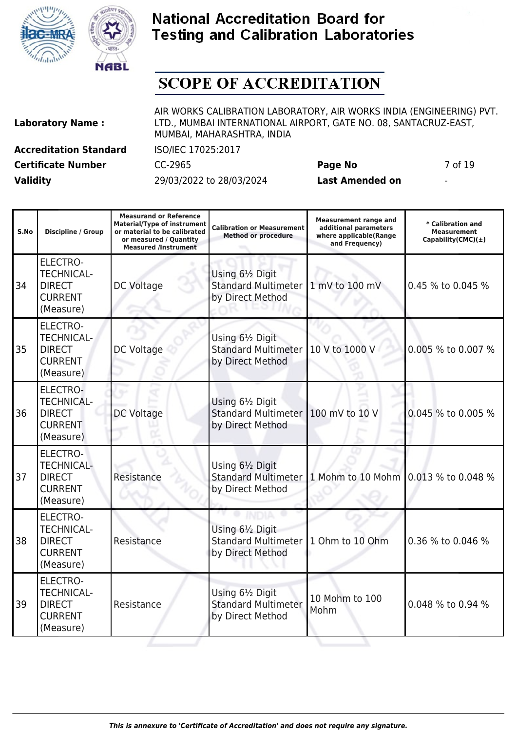# National Accreditation Board for Testing and Calibration Laboratories

## SCOPE OF ACCREDITATION

| | | | |
|---|---|---|---|
| **Laboratory Name :** | AIR WORKS CALIBRATION LABORATORY, AIR WORKS INDIA (ENGINEERING) PVT. LTD., MUMBAI INTERNATIONAL AIRPORT, GATE NO. 08, SANTACRUZ-EAST, MUMBAI, MAHARASHTRA, INDIA | | |
| **Accreditation Standard** | ISO/IEC 17025:2017 | | |
| **Certificate Number** | CC-2965 | **Page No** | 7 of 19 |
| **Validity** | 29/03/2022 to 28/03/2024 | **Last Amended on** | - |

| S.No | Discipline / Group | Measurand or Reference Material/Type of instrument or material to be calibrated or measured / Quantity Measured /Instrument | Calibration or Measurement Method or procedure | Measurement range and additional parameters where applicable(Range and Frequency) | * Calibration and Measurement Capability(CMC)(±) |
|---|---|---|---|---|---|
| 34 | ELECTRO-TECHNICAL-DIRECT CURRENT (Measure) | DC Voltage | Using 6½ Digit Standard Multimeter by Direct Method | 1 mV to 100 mV | 0.45 % to 0.045 % |
| 35 | ELECTRO-TECHNICAL-DIRECT CURRENT (Measure) | DC Voltage | Using 6½ Digit Standard Multimeter by Direct Method | 10 V to 1000 V | 0.005 % to 0.007 % |
| 36 | ELECTRO-TECHNICAL-DIRECT CURRENT (Measure) | DC Voltage | Using 6½ Digit Standard Multimeter by Direct Method | 100 mV to 10 V | 0.045 % to 0.005 % |
| 37 | ELECTRO-TECHNICAL-DIRECT CURRENT (Measure) | Resistance | Using 6½ Digit Standard Multimeter by Direct Method | 1 Mohm to 10 Mohm | 0.013 % to 0.048 % |
| 38 | ELECTRO-TECHNICAL-DIRECT CURRENT (Measure) | Resistance | Using 6½ Digit Standard Multimeter by Direct Method | 1 Ohm to 10 Ohm | 0.36 % to 0.046 % |
| 39 | ELECTRO-TECHNICAL-DIRECT CURRENT (Measure) | Resistance | Using 6½ Digit Standard Multimeter by Direct Method | 10 Mohm to 100 Mohm | 0.048 % to 0.94 % |

*This is annexure to 'Certificate of Accreditation' and does not require any signature.*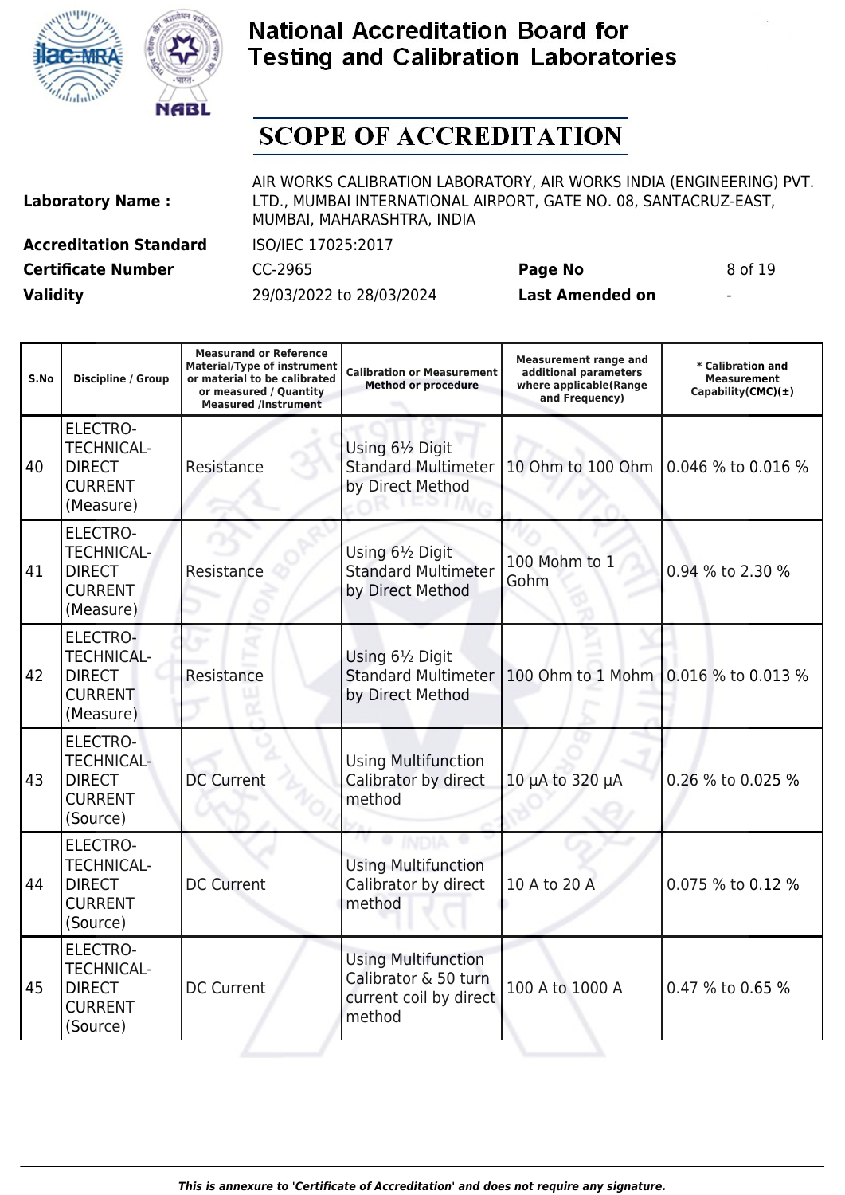# National Accreditation Board for Testing and Calibration Laboratories

## SCOPE OF ACCREDITATION

| | | | |
|---|---|---|---|
| **Laboratory Name :** | AIR WORKS CALIBRATION LABORATORY, AIR WORKS INDIA (ENGINEERING) PVT. LTD., MUMBAI INTERNATIONAL AIRPORT, GATE NO. 08, SANTACRUZ-EAST, MUMBAI, MAHARASHTRA, INDIA | | |
| **Accreditation Standard** | ISO/IEC 17025:2017 | | |
| **Certificate Number** | CC-2965 | **Page No** | 8 of 19 |
| **Validity** | 29/03/2022 to 28/03/2024 | **Last Amended on** | - |

| S.No | Discipline / Group | Measurand or Reference Material/Type of instrument or material to be calibrated or measured / Quantity Measured /Instrument | Calibration or Measurement Method or procedure | Measurement range and additional parameters where applicable(Range and Frequency) | * Calibration and Measurement Capability(CMC)(±) |
|---|---|---|---|---|---|
| 40 | ELECTRO-TECHNICAL-DIRECT CURRENT (Measure) | Resistance | Using 6½ Digit Standard Multimeter by Direct Method | 10 Ohm to 100 Ohm | 0.046 % to 0.016 % |
| 41 | ELECTRO-TECHNICAL-DIRECT CURRENT (Measure) | Resistance | Using 6½ Digit Standard Multimeter by Direct Method | 100 Mohm to 1 Gohm | 0.94 % to 2.30 % |
| 42 | ELECTRO-TECHNICAL-DIRECT CURRENT (Measure) | Resistance | Using 6½ Digit Standard Multimeter by Direct Method | 100 Ohm to 1 Mohm | 0.016 % to 0.013 % |
| 43 | ELECTRO-TECHNICAL-DIRECT CURRENT (Source) | DC Current | Using Multifunction Calibrator by direct method | 10 µA to 320 µA | 0.26 % to 0.025 % |
| 44 | ELECTRO-TECHNICAL-DIRECT CURRENT (Source) | DC Current | Using Multifunction Calibrator by direct method | 10 A to 20 A | 0.075 % to 0.12 % |
| 45 | ELECTRO-TECHNICAL-DIRECT CURRENT (Source) | DC Current | Using Multifunction Calibrator & 50 turn current coil by direct method | 100 A to 1000 A | 0.47 % to 0.65 % |

*This is annexure to 'Certificate of Accreditation' and does not require any signature.*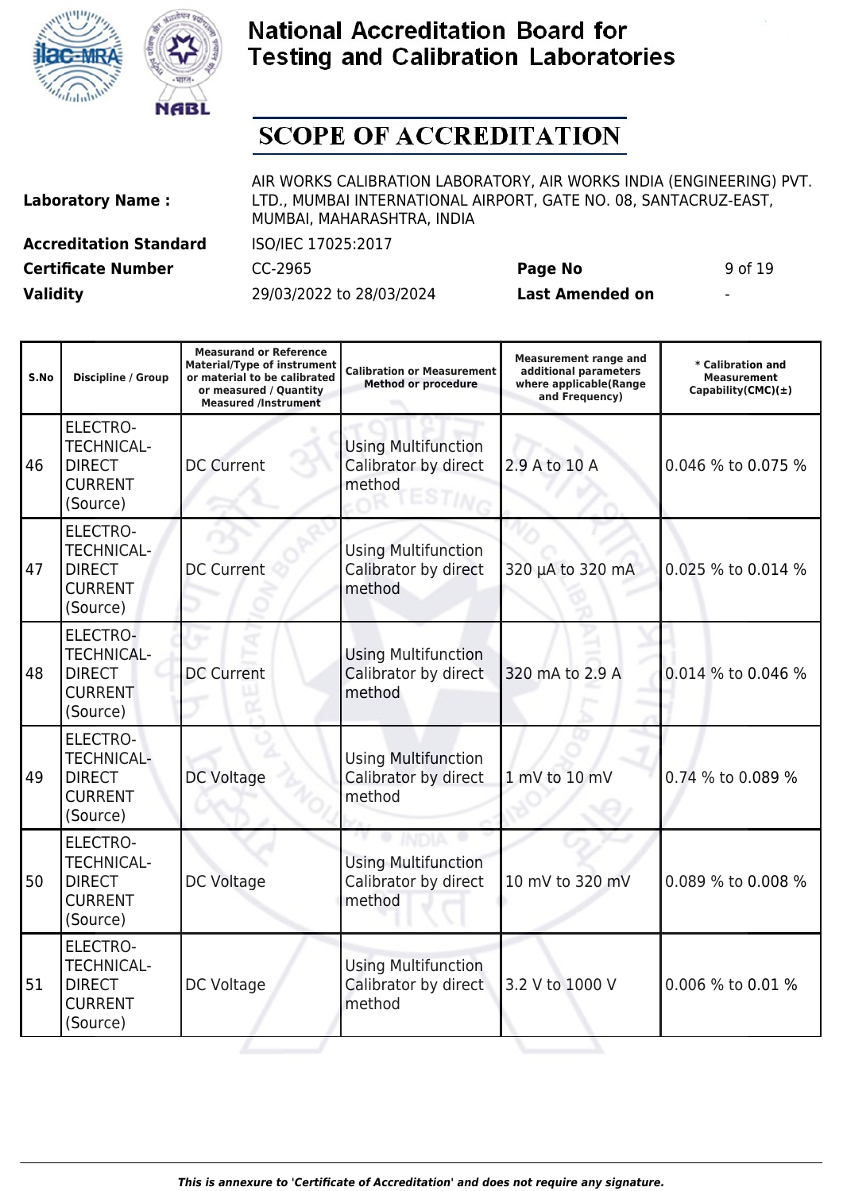# National Accreditation Board for Testing and Calibration Laboratories

## SCOPE OF ACCREDITATION

| | | | |
|---|---|---|---|
| **Laboratory Name :** | AIR WORKS CALIBRATION LABORATORY, AIR WORKS INDIA (ENGINEERING) PVT. LTD., MUMBAI INTERNATIONAL AIRPORT, GATE NO. 08, SANTACRUZ-EAST, MUMBAI, MAHARASHTRA, INDIA | | |
| **Accreditation Standard** | ISO/IEC 17025:2017 | | |
| **Certificate Number** | CC-2965 | **Page No** | 9 of 19 |
| **Validity** | 29/03/2022 to 28/03/2024 | **Last Amended on** | - |

| S.No | Discipline / Group | Measurand or Reference Material/Type of instrument or material to be calibrated or measured / Quantity Measured /Instrument | Calibration or Measurement Method or procedure | Measurement range and additional parameters where applicable(Range and Frequency) | * Calibration and Measurement Capability(CMC)(±) |
|---|---|---|---|---|---|
| 46 | ELECTRO-TECHNICAL-DIRECT CURRENT (Source) | DC Current | Using Multifunction Calibrator by direct method | 2.9 A to 10 A | 0.046 % to 0.075 % |
| 47 | ELECTRO-TECHNICAL-DIRECT CURRENT (Source) | DC Current | Using Multifunction Calibrator by direct method | 320 µA to 320 mA | 0.025 % to 0.014 % |
| 48 | ELECTRO-TECHNICAL-DIRECT CURRENT (Source) | DC Current | Using Multifunction Calibrator by direct method | 320 mA to 2.9 A | 0.014 % to 0.046 % |
| 49 | ELECTRO-TECHNICAL-DIRECT CURRENT (Source) | DC Voltage | Using Multifunction Calibrator by direct method | 1 mV to 10 mV | 0.74 % to 0.089 % |
| 50 | ELECTRO-TECHNICAL-DIRECT CURRENT (Source) | DC Voltage | Using Multifunction Calibrator by direct method | 10 mV to 320 mV | 0.089 % to 0.008 % |
| 51 | ELECTRO-TECHNICAL-DIRECT CURRENT (Source) | DC Voltage | Using Multifunction Calibrator by direct method | 3.2 V to 1000 V | 0.006 % to 0.01 % |

*This is annexure to 'Certificate of Accreditation' and does not require any signature.*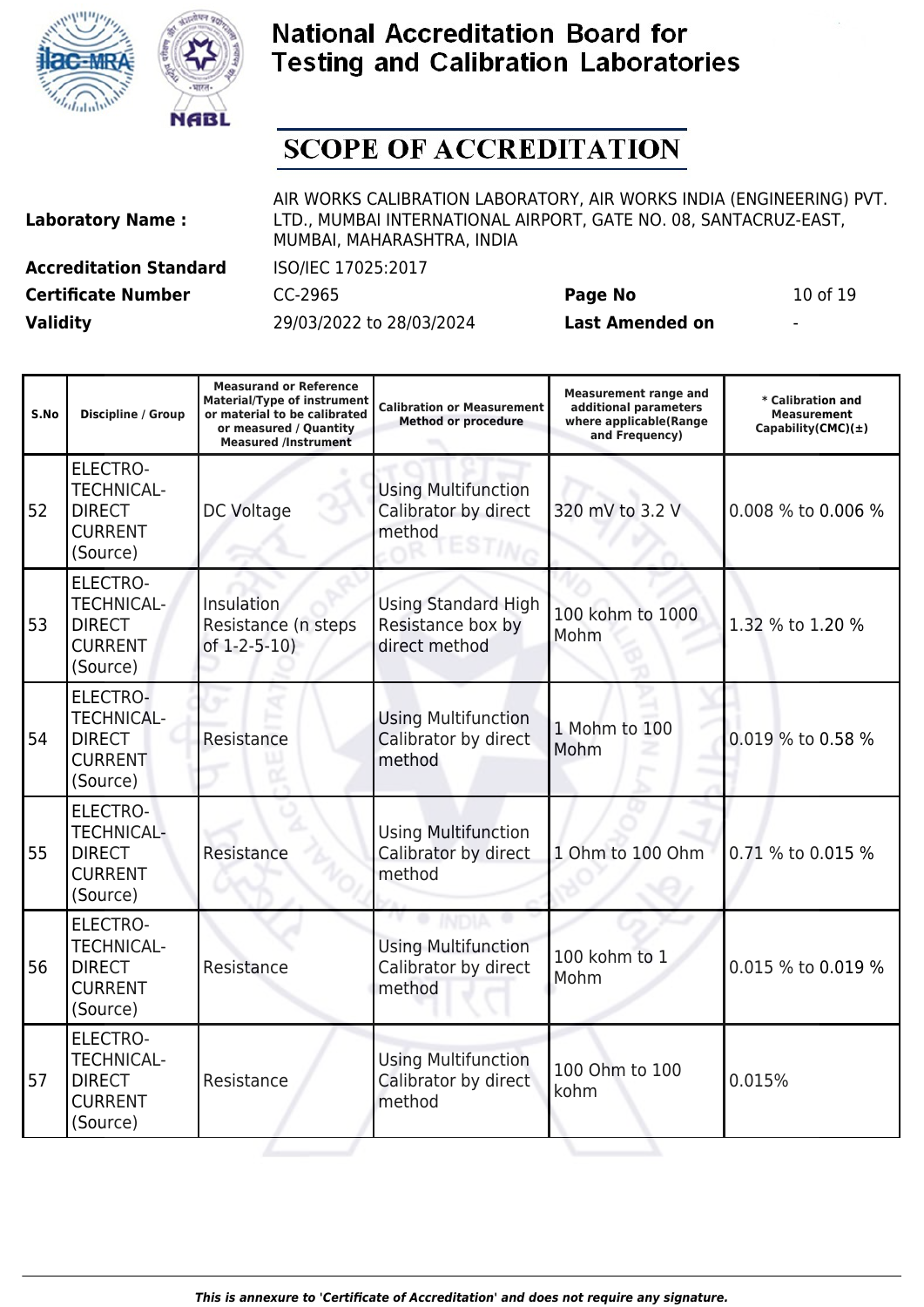# National Accreditation Board for Testing and Calibration Laboratories

## SCOPE OF ACCREDITATION

| | | | |
|---|---|---|---|
| **Laboratory Name :** | AIR WORKS CALIBRATION LABORATORY, AIR WORKS INDIA (ENGINEERING) PVT. LTD., MUMBAI INTERNATIONAL AIRPORT, GATE NO. 08, SANTACRUZ-EAST, MUMBAI, MAHARASHTRA, INDIA | | |
| **Accreditation Standard** | ISO/IEC 17025:2017 | | |
| **Certificate Number** | CC-2965 | **Page No** | 10 of 19 |
| **Validity** | 29/03/2022 to 28/03/2024 | **Last Amended on** | - |

| S.No | Discipline / Group | Measurand or Reference Material/Type of instrument or material to be calibrated or measured / Quantity Measured /Instrument | Calibration or Measurement Method or procedure | Measurement range and additional parameters where applicable(Range and Frequency) | * Calibration and Measurement Capability(CMC)(±) |
|---|---|---|---|---|---|
| 52 | ELECTRO-TECHNICAL-DIRECT CURRENT (Source) | DC Voltage | Using Multifunction Calibrator by direct method | 320 mV to 3.2 V | 0.008 % to 0.006 % |
| 53 | ELECTRO-TECHNICAL-DIRECT CURRENT (Source) | Insulation Resistance (n steps of 1-2-5-10) | Using Standard High Resistance box by direct method | 100 kohm to 1000 Mohm | 1.32 % to 1.20 % |
| 54 | ELECTRO-TECHNICAL-DIRECT CURRENT (Source) | Resistance | Using Multifunction Calibrator by direct method | 1 Mohm to 100 Mohm | 0.019 % to 0.58 % |
| 55 | ELECTRO-TECHNICAL-DIRECT CURRENT (Source) | Resistance | Using Multifunction Calibrator by direct method | 1 Ohm to 100 Ohm | 0.71 % to 0.015 % |
| 56 | ELECTRO-TECHNICAL-DIRECT CURRENT (Source) | Resistance | Using Multifunction Calibrator by direct method | 100 kohm to 1 Mohm | 0.015 % to 0.019 % |
| 57 | ELECTRO-TECHNICAL-DIRECT CURRENT (Source) | Resistance | Using Multifunction Calibrator by direct method | 100 Ohm to 100 kohm | 0.015% |

*This is annexure to 'Certificate of Accreditation' and does not require any signature.*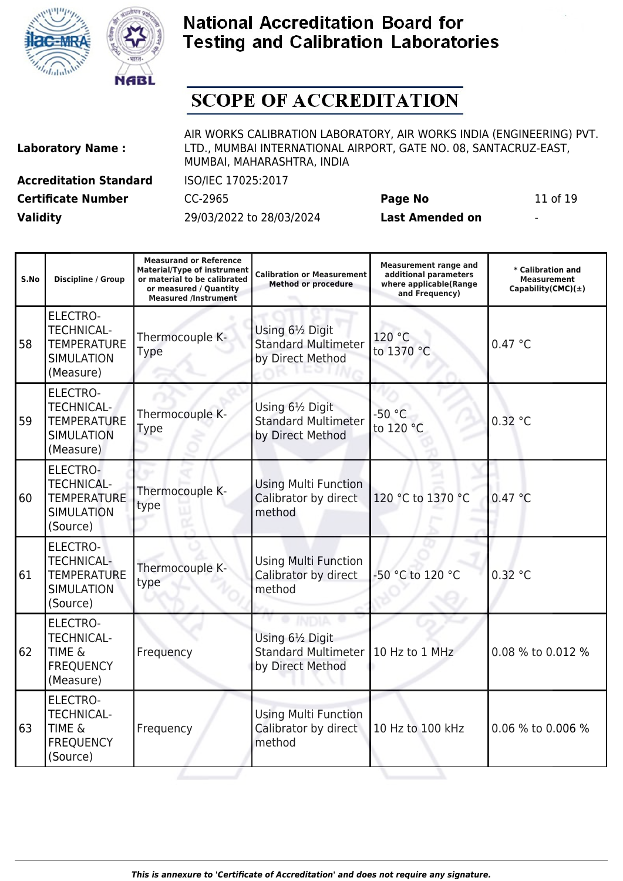# National Accreditation Board for Testing and Calibration Laboratories

## SCOPE OF ACCREDITATION

| | | | |
|---|---|---|---|
| **Laboratory Name :** | AIR WORKS CALIBRATION LABORATORY, AIR WORKS INDIA (ENGINEERING) PVT. LTD., MUMBAI INTERNATIONAL AIRPORT, GATE NO. 08, SANTACRUZ-EAST, MUMBAI, MAHARASHTRA, INDIA | | |
| **Accreditation Standard** | ISO/IEC 17025:2017 | | |
| **Certificate Number** | CC-2965 | **Page No** | 11 of 19 |
| **Validity** | 29/03/2022 to 28/03/2024 | **Last Amended on** | - |

| S.No | Discipline / Group | Measurand or Reference Material/Type of instrument or material to be calibrated or measured / Quantity Measured /Instrument | Calibration or Measurement Method or procedure | Measurement range and additional parameters where applicable(Range and Frequency) | * Calibration and Measurement Capability(CMC)(±) |
|---|---|---|---|---|---|
| 58 | ELECTRO-TECHNICAL-TEMPERATURE SIMULATION (Measure) | Thermocouple K-Type | Using 6½ Digit Standard Multimeter by Direct Method | 120 °C to 1370 °C | 0.47 °C |
| 59 | ELECTRO-TECHNICAL-TEMPERATURE SIMULATION (Measure) | Thermocouple K-Type | Using 6½ Digit Standard Multimeter by Direct Method | -50 °C to 120 °C | 0.32 °C |
| 60 | ELECTRO-TECHNICAL-TEMPERATURE SIMULATION (Source) | Thermocouple K-type | Using Multi Function Calibrator by direct method | 120 °C to 1370 °C | 0.47 °C |
| 61 | ELECTRO-TECHNICAL-TEMPERATURE SIMULATION (Source) | Thermocouple K-type | Using Multi Function Calibrator by direct method | -50 °C to 120 °C | 0.32 °C |
| 62 | ELECTRO-TECHNICAL-TIME & FREQUECY (Measure) | Frequency | Using 6½ Digit Standard Multimeter by Direct Method | 10 Hz to 1 MHz | 0.08 % to 0.012 % |
| 63 | ELECTRO-TECHNICAL-TIME & FREQUENCY (Source) | Frequency | Using Multi Function Calibrator by direct method | 10 Hz to 100 kHz | 0.06 % to 0.006 % |

*This is annexure to 'Certificate of Accreditation' and does not require any signature.*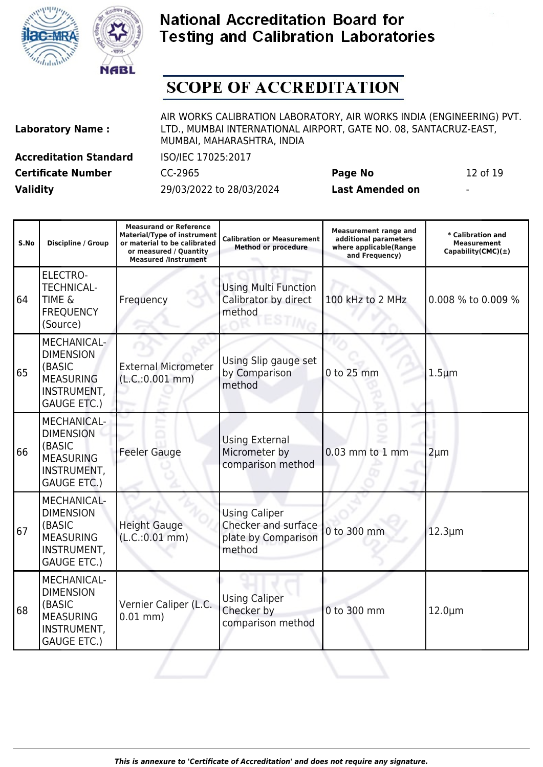# National Accreditation Board for Testing and Calibration Laboratories

## SCOPE OF ACCREDITATION

| | | | |
|---|---|---|---|
| **Laboratory Name :** | AIR WORKS CALIBRATION LABORATORY, AIR WORKS INDIA (ENGINEERING) PVT. LTD., MUMBAI INTERNATIONAL AIRPORT, GATE NO. 08, SANTACRUZ-EAST, MUMBAI, MAHARASHTRA, INDIA | | |
| **Accreditation Standard** | ISO/IEC 17025:2017 | | |
| **Certificate Number** | CC-2965 | **Page No** | 12 of 19 |
| **Validity** | 29/03/2022 to 28/03/2024 | **Last Amended on** | - |

| S.No | Discipline / Group | Measurand or Reference Material/Type of instrument or material to be calibrated or measured / Quantity Measured /Instrument | Calibration or Measurement Method or procedure | Measurement range and additional parameters where applicable(Range and Frequency) | * Calibration and Measurement Capability(CMC)(±) |
|---|---|---|---|---|---|
| 64 | ELECTRO-TECHNICAL-TIME & FREQUENCY (Source) | Frequency | Using Multi Function Calibrator by direct method | 100 kHz to 2 MHz | 0.008 % to 0.009 % |
| 65 | MECHANICAL-DIMENSION (BASIC MEASURING INSTRUMENT, GAUGE ETC.) | External Micrometer (L.C.:0.001 mm) | Using Slip gauge set by Comparison method | 0 to 25 mm | 1.5µm |
| 66 | MECHANICAL-DIMENSION (BASIC MEASURING INSTRUMENT, GAUGE ETC.) | Feeler Gauge | Using External Micrometer by comparison method | 0.03 mm to 1 mm | 2µm |
| 67 | MECHANICAL-DIMENSION (BASIC MEASURING INSTRUMENT, GAUGE ETC.) | Height Gauge (L.C.:0.01 mm) | Using Caliper Checker and surface plate by Comparison method | 0 to 300 mm | 12.3µm |
| 68 | MECHANICAL-DIMENSION (BASIC MEASURING INSTRUMENT, GAUGE ETC.) | Vernier Caliper (L.C. 0.01 mm) | Using Caliper Checker by comparison method | 0 to 300 mm | 12.0µm |

*This is annexure to 'Certificate of Accreditation' and does not require any signature.*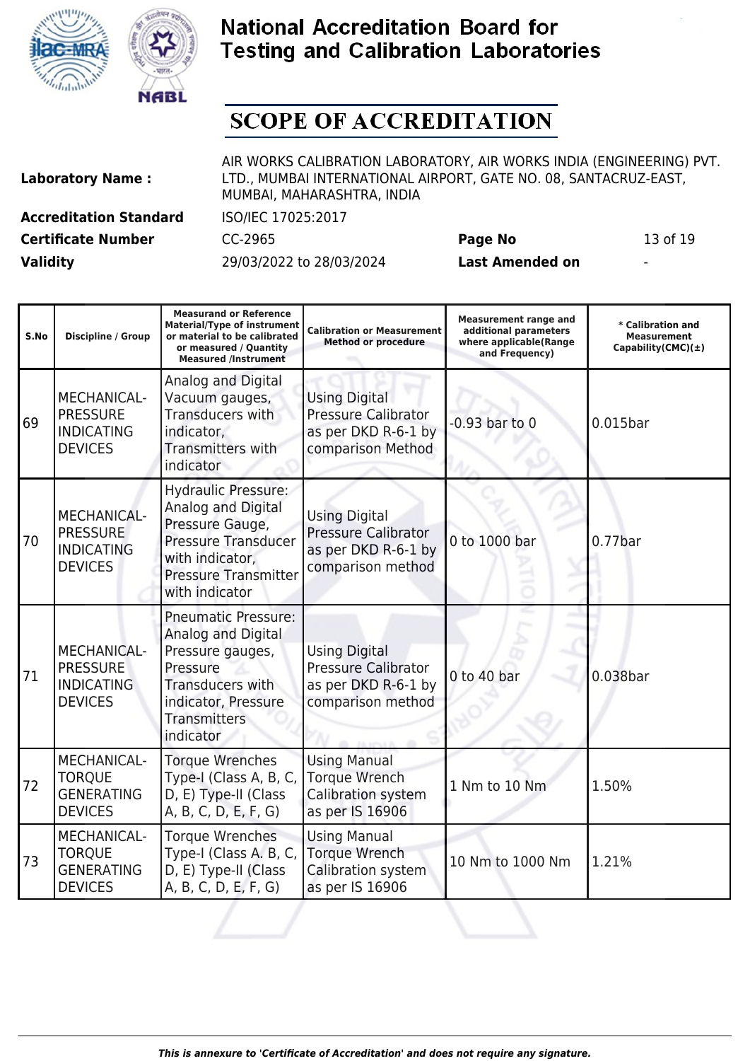# National Accreditation Board for Testing and Calibration Laboratories

## SCOPE OF ACCREDITATION

| | | | |
|---|---|---|---|
| **Laboratory Name :** | AIR WORKS CALIBRATION LABORATORY, AIR WORKS INDIA (ENGINEERING) PVT. LTD., MUMBAI INTERNATIONAL AIRPORT, GATE NO. 08, SANTACRUZ-EAST, MUMBAI, MAHARASHTRA, INDIA | | |
| **Accreditation Standard** | ISO/IEC 17025:2017 | | |
| **Certificate Number** | CC-2965 | **Page No** | 13 of 19 |
| **Validity** | 29/03/2022 to 28/03/2024 | **Last Amended on** | - |

| S.No | Discipline / Group | Measurand or Reference Material/Type of instrument or material to be calibrated or measured / Quantity Measured /Instrument | Calibration or Measurement Method or procedure | Measurement range and additional parameters where applicable(Range and Frequency) | * Calibration and Measurement Capability(CMC)(±) |
|---|---|---|---|---|---|
| 69 | MECHANICAL- PRESSURE INDICATING DEVICES | Analog and Digital Vacuum gauges, Transducers with indicator, Transmitters with indicator | Using Digital Pressure Calibrator as per DKD R-6-1 by comparison Method | -0.93 bar to 0 | 0.015bar |
| 70 | MECHANICAL- PRESSURE INDICATING DEVICES | Hydraulic Pressure: Analog and Digital Pressure Gauge, Pressure Transducer with indicator, Pressure Transmitter with indicator | Using Digital Pressure Calibrator as per DKD R-6-1 by comparison method | 0 to 1000 bar | 0.77bar |
| 71 | MECHANICAL- PRESSURE INDICATING DEVICES | Pneumatic Pressure: Analog and Digital Pressure gauges, Pressure Transducers with indicator, Pressure Transmitters indicator | Using Digital Pressure Calibrator as per DKD R-6-1 by comparison method | 0 to 40 bar | 0.038bar |
| 72 | MECHANICAL- TORQUE GENERATING DEVICES | Torque Wrenches Type-I (Class A, B, C, D, E) Type-II (Class A, B, C, D, E, F, G) | Using Manual Torque Wrench Calibration system as per IS 16906 | 1 Nm to 10 Nm | 1.50% |
| 73 | MECHANICAL- TORQUE GENERATING DEVICES | Torque Wrenches Type-I (Class A. B, C, D, E) Type-II (Class A, B, C, D, E, F, G) | Using Manual Torque Wrench Calibration system as per IS 16906 | 10 Nm to 1000 Nm | 1.21% |

*This is annexure to 'Certificate of Accreditation' and does not require any signature.*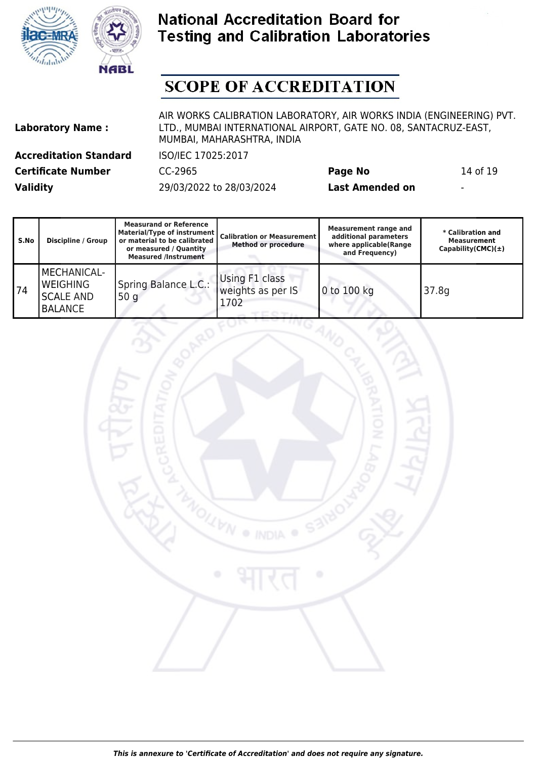# National Accreditation Board for Testing and Calibration Laboratories

## SCOPE OF ACCREDITATION

| | | | |
|---|---|---|---|
| **Laboratory Name :** | AIR WORKS CALIBRATION LABORATORY, AIR WORKS INDIA (ENGINEERING) PVT. LTD., MUMBAI INTERNATIONAL AIRPORT, GATE NO. 08, SANTACRUZ-EAST, MUMBAI, MAHARASHTRA, INDIA | | |
| **Accreditation Standard** | ISO/IEC 17025:2017 | | |
| **Certificate Number** | CC-2965 | **Page No** | 14 of 19 |
| **Validity** | 29/03/2022 to 28/03/2024 | **Last Amended on** | - |

| S.No | Discipline / Group | Measurand or Reference Material/Type of instrument or material to be calibrated or measured / Quantity Measured /Instrument | Calibration or Measurement Method or procedure | Measurement range and additional parameters where applicable(Range and Frequency) | * Calibration and Measurement Capability(CMC)(±) |
|---|---|---|---|---|---|
| 74 | MECHANICAL- WEIGHING SCALE AND BALANCE | Spring Balance L.C.: 50 g | Using F1 class weights as per IS 1702 | 0 to 100 kg | 37.8g |

*This is annexure to 'Certificate of Accreditation' and does not require any signature.*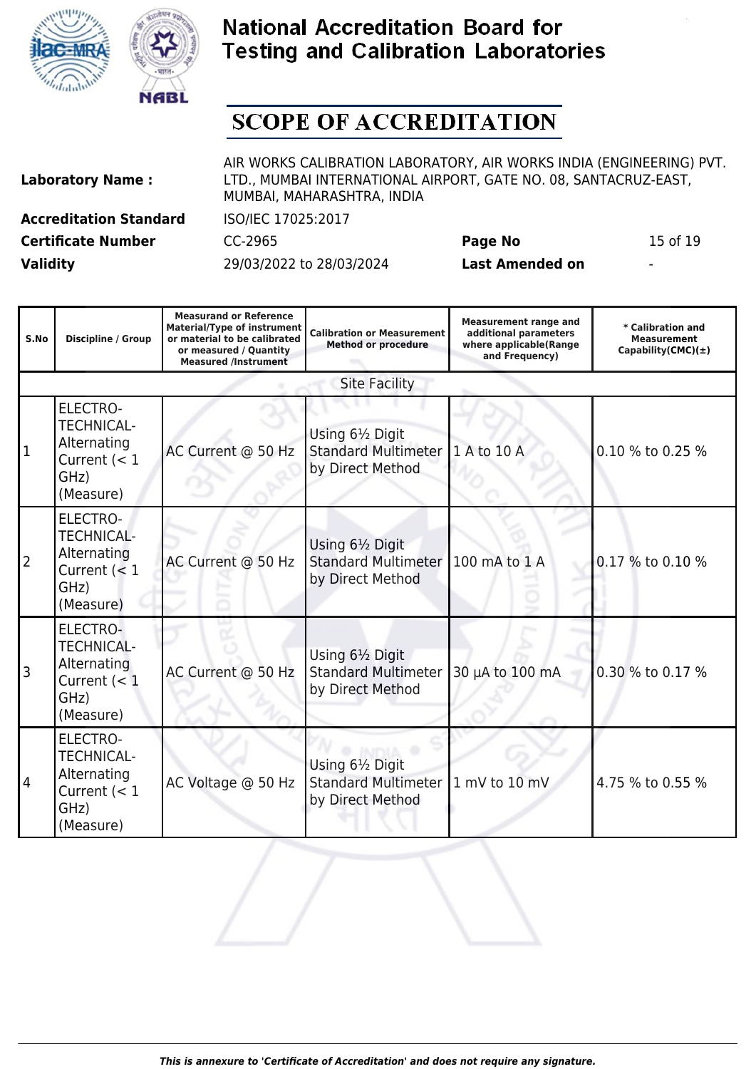# National Accreditation Board for Testing and Calibration Laboratories

## SCOPE OF ACCREDITATION

| | | | |
|---|---|---|---|
| **Laboratory Name :** | AIR WORKS CALIBRATION LABORATORY, AIR WORKS INDIA (ENGINEERING) PVT. LTD., MUMBAI INTERNATIONAL AIRPORT, GATE NO. 08, SANTACRUZ-EAST, MUMBAI, MAHARASHTRA, INDIA | | |
| **Accreditation Standard** | ISO/IEC 17025:2017 | | |
| **Certificate Number** | CC-2965 | **Page No** | 15 of 19 |
| **Validity** | 29/03/2022 to 28/03/2024 | **Last Amended on** | - |

| S.No | Discipline / Group | Measurand or Reference Material/Type of instrument or material to be calibrated or measured / Quantity Measured /Instrument | Calibration or Measurement Method or procedure | Measurement range and additional parameters where applicable(Range and Frequency) | * Calibration and Measurement Capability(CMC)(±) |
|---|---|---|---|---|---|
| Site Facility | | | | | |
| 1 | ELECTRO-TECHNICAL- Alternating Current (< 1 GHz) (Measure) | AC Current @ 50 Hz | Using 6½ Digit Standard Multimeter by Direct Method | 1 A to 10 A | 0.10 % to 0.25 % |
| 2 | ELECTRO-TECHNICAL- Alternating Current (< 1 GHz) (Measure) | AC Current @ 50 Hz | Using 6½ Digit Standard Multimeter by Direct Method | 100 mA to 1 A | 0.17 % to 0.10 % |
| 3 | ELECTRO-TECHNICAL- Alternating Current (< 1 GHz) (Measure) | AC Current @ 50 Hz | Using 6½ Digit Standard Multimeter by Direct Method | 30 µA to 100 mA | 0.30 % to 0.17 % |
| 4 | ELECTRO-TECHNICAL- Alternating Current (< 1 GHz) (Measure) | AC Voltage @ 50 Hz | Using 6½ Digit Standard Multimeter by Direct Method | 1 mV to 10 mV | 4.75 % to 0.55 % |

*This is annexure to 'Certificate of Accreditation' and does not require any signature.*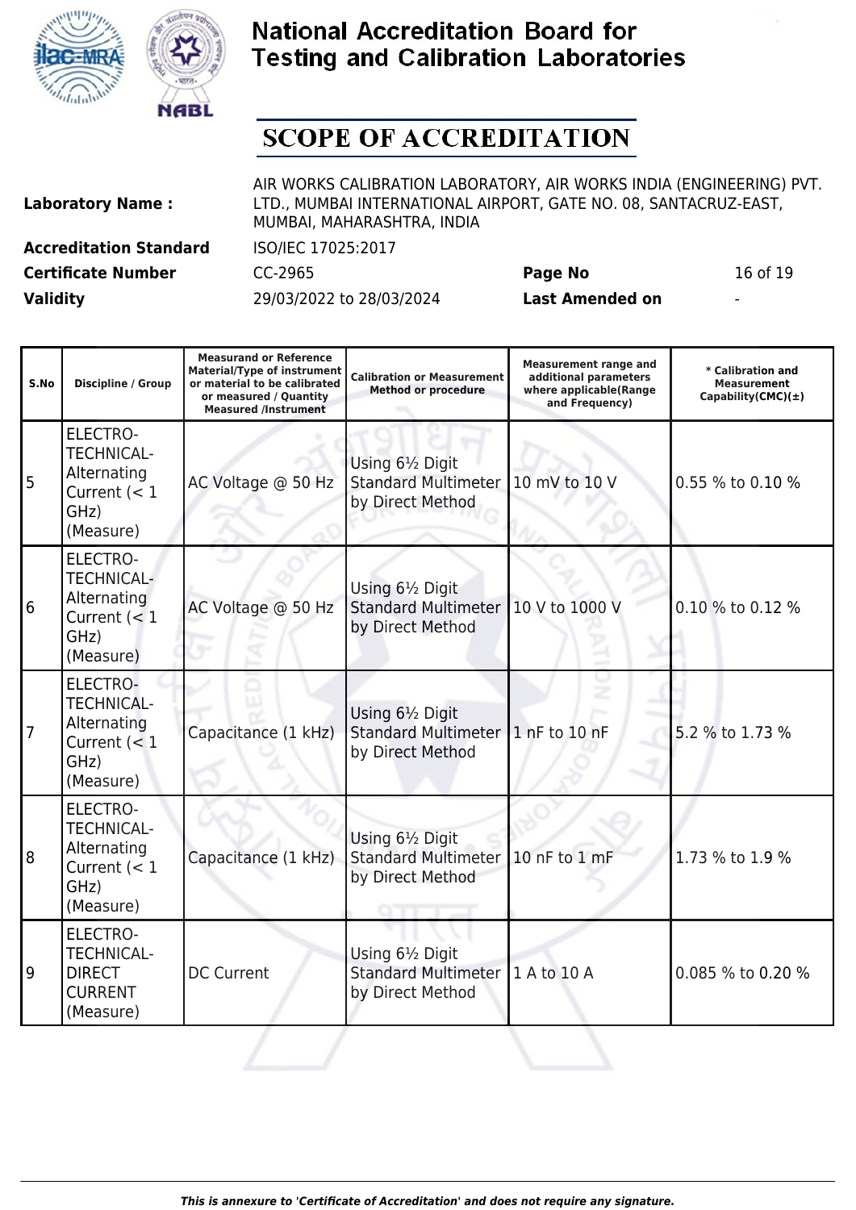# National Accreditation Board for Testing and Calibration Laboratories

## SCOPE OF ACCREDITATION

| | |
|---|---|
| **Laboratory Name :** | AIR WORKS CALIBRATION LABORATORY, AIR WORKS INDIA (ENGINEERING) PVT. LTD., MUMBAI INTERNATIONAL AIRPORT, GATE NO. 08, SANTACRUZ-EAST, MUMBAI, MAHARASHTRA, INDIA |
| **Accreditation Standard** | ISO/IEC 17025:2017 |
| **Certificate Number** | CC-2965 |
| **Page No** | 16 of 19 |
| **Validity** | 29/03/2022 to 28/03/2024 |
| **Last Amended on** | - |

| S.No | Discipline / Group | Measurand or Reference Material/Type of instrument or material to be calibrated or measured / Quantity Measured /Instrument | Calibration or Measurement Method or procedure | Measurement range and additional parameters where applicable(Range and Frequency) | * Calibration and Measurement Capability(CMC)(±) |
|---|---|---|---|---|---|
| 5 | ELECTRO-TECHNICAL- Alternating Current (< 1 GHz) (Measure) | AC Voltage @ 50 Hz | Using 6½ Digit Standard Multimeter by Direct Method | 10 mV to 10 V | 0.55 % to 0.10 % |
| 6 | ELECTRO-TECHNICAL- Alternating Current (< 1 GHz) (Measure) | AC Voltage @ 50 Hz | Using 6½ Digit Standard Multimeter by Direct Method | 10 V to 1000 V | 0.10 % to 0.12 % |
| 7 | ELECTRO-TECHNICAL- Alternating Current (< 1 GHz) (Measure) | Capacitance (1 kHz) | Using 6½ Digit Standard Multimeter by Direct Method | 1 nF to 10 nF | 5.2 % to 1.73 % |
| 8 | ELECTRO-TECHNICAL- Alternating Current (< 1 GHz) (Measure) | Capacitance (1 kHz) | Using 6½ Digit Standard Multimeter by Direct Method | 10 nF to 1 mF | 1.73 % to 1.9 % |
| 9 | ELECTRO-TECHNICAL- DIRECT CURRENT (Measure) | DC Current | Using 6½ Digit Standard Multimeter by Direct Method | 1 A to 10 A | 0.085 % to 0.20 % |

*This is annexure to 'Certificate of Accreditation' and does not require any signature.*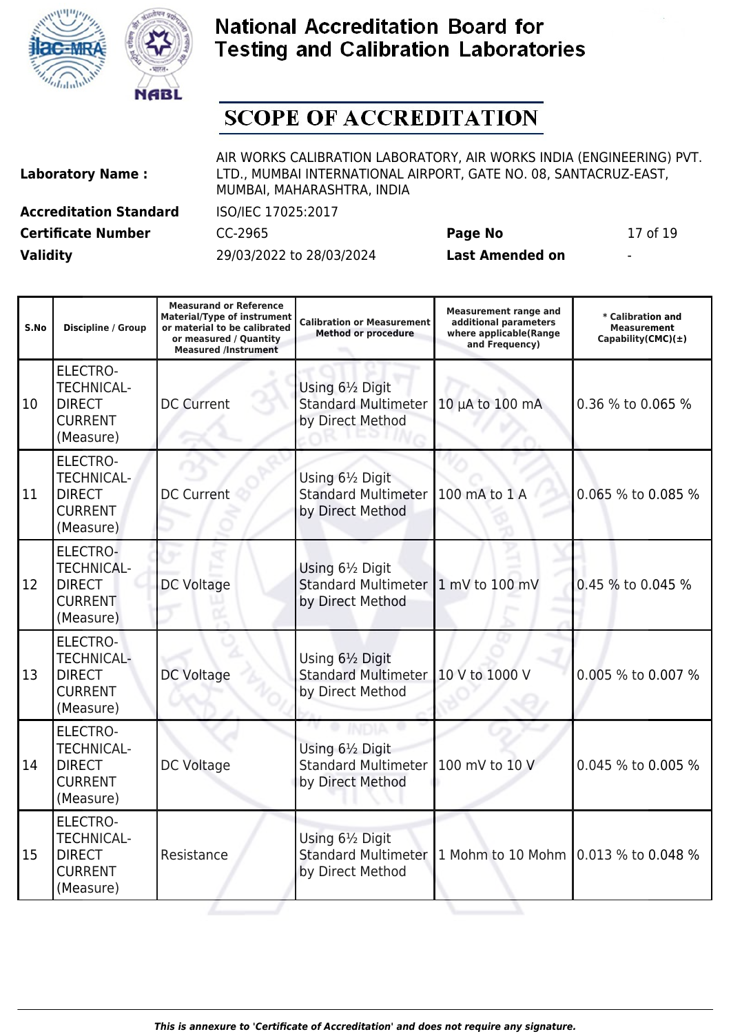# National Accreditation Board for Testing and Calibration Laboratories

## SCOPE OF ACCREDITATION

| | | | |
|---|---|---|---|
| **Laboratory Name :** | AIR WORKS CALIBRATION LABORATORY, AIR WORKS INDIA (ENGINEERING) PVT. LTD., MUMBAI INTERNATIONAL AIRPORT, GATE NO. 08, SANTACRUZ-EAST, MUMBAI, MAHARASHTRA, INDIA | | |
| **Accreditation Standard** | ISO/IEC 17025:2017 | | |
| **Certificate Number** | CC-2965 | **Page No** | 17 of 19 |
| **Validity** | 29/03/2022 to 28/03/2024 | **Last Amended on** | - |

| S.No | Discipline / Group | Measurand or Reference Material/Type of instrument or material to be calibrated or measured / Quantity Measured /Instrument | Calibration or Measurement Method or procedure | Measurement range and additional parameters where applicable(Range and Frequency) | * Calibration and Measurement Capability(CMC)(±) |
|---|---|---|---|---|---|
| 10 | ELECTRO-TECHNICAL-DIRECT CURRENT (Measure) | DC Current | Using 6½ Digit Standard Multimeter by Direct Method | 10 µA to 100 mA | 0.36 % to 0.065 % |
| 11 | ELECTRO-TECHNICAL-DIRECT CURRENT (Measure) | DC Current | Using 6½ Digit Standard Multimeter by Direct Method | 100 mA to 1 A | 0.065 % to 0.085 % |
| 12 | ELECTRO-TECHNICAL-DIRECT CURRENT (Measure) | DC Voltage | Using 6½ Digit Standard Multimeter by Direct Method | 1 mV to 100 mV | 0.45 % to 0.045 % |
| 13 | ELECTRO-TECHNICAL-DIRECT CURRENT (Measure) | DC Voltage | Using 6½ Digit Standard Multimeter by Direct Method | 10 V to 1000 V | 0.005 % to 0.007 % |
| 14 | ELECTRO-TECHNICAL-DIRECT CURRENT (Measure) | DC Voltage | Using 6½ Digit Standard Multimeter by Direct Method | 100 mV to 10 V | 0.045 % to 0.005 % |
| 15 | ELECTRO-TECHNICAL-DIRECT CURRENT (Measure) | Resistance | Using 6½ Digit Standard Multimeter by Direct Method | 1 Mohm to 10 Mohm | 0.013 % to 0.048 % |

*This is annexure to 'Certificate of Accreditation' and does not require any signature.*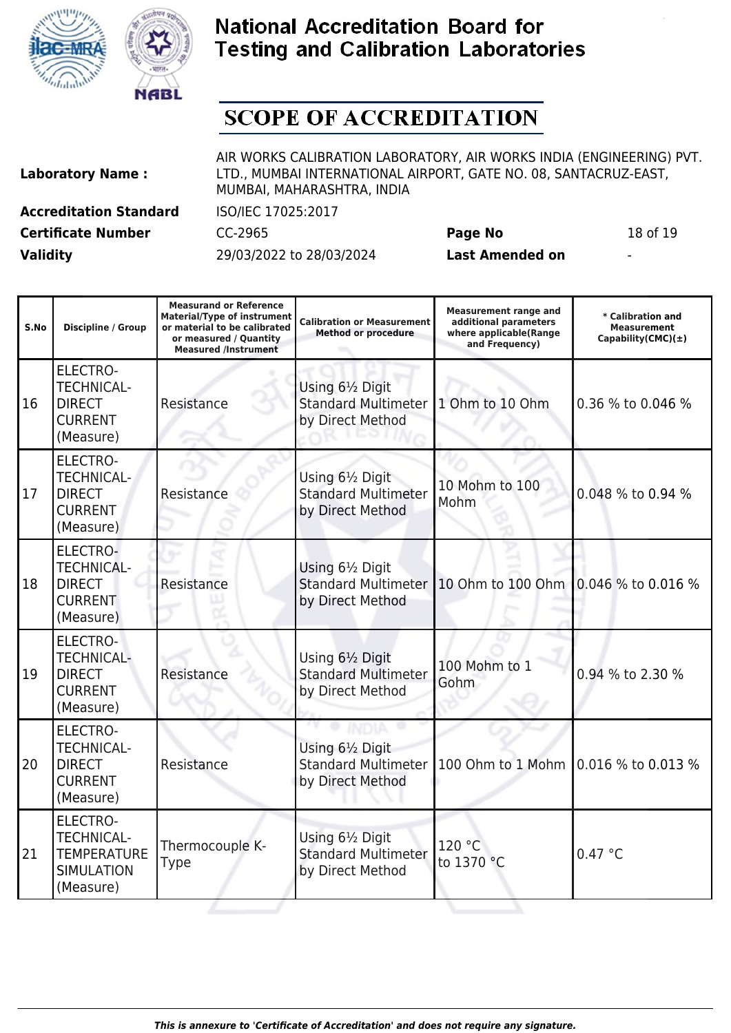# National Accreditation Board for Testing and Calibration Laboratories

## SCOPE OF ACCREDITATION

| | |
|---|---|
| **Laboratory Name :** | AIR WORKS CALIBRATION LABORATORY, AIR WORKS INDIA (ENGINEERING) PVT. LTD., MUMBAI INTERNATIONAL AIRPORT, GATE NO. 08, SANTACRUZ-EAST, MUMBAI, MAHARASHTRA, INDIA |
| **Accreditation Standard** | ISO/IEC 17025:2017 |
| **Certificate Number** | CC-2965 |
| **Page No** | 18 of 19 |
| **Validity** | 29/03/2022 to 28/03/2024 |
| **Last Amended on** | - |

| S.No | Discipline / Group | Measurand or Reference Material/Type of instrument or material to be calibrated or measured / Quantity Measured /Instrument | Calibration or Measurement Method or procedure | Measurement range and additional parameters where applicable(Range and Frequency) | * Calibration and Measurement Capability(CMC)(±) |
|---|---|---|---|---|---|
| 16 | ELECTRO-TECHNICAL-DIRECT CURRENT (Measure) | Resistance | Using 6½ Digit Standard Multimeter by Direct Method | 1 Ohm to 10 Ohm | 0.36 % to 0.046 % |
| 17 | ELECTRO-TECHNICAL-DIRECT CURRENT (Measure) | Resistance | Using 6½ Digit Standard Multimeter by Direct Method | 10 Mohm to 100 Mohm | 0.048 % to 0.94 % |
| 18 | ELECTRO-TECHNICAL-DIRECT CURRENT (Measure) | Resistance | Using 6½ Digit Standard Multimeter by Direct Method | 10 Ohm to 100 Ohm | 0.046 % to 0.016 % |
| 19 | ELECTRO-TECHNICAL-DIRECT CURRENT (Measure) | Resistance | Using 6½ Digit Standard Multimeter by Direct Method | 100 Mohm to 1 Gohm | 0.94 % to 2.30 % |
| 20 | ELECTRO-TECHNICAL-DIRECT CURRENT (Measure) | Resistance | Using 6½ Digit Standard Multimeter by Direct Method | 100 Ohm to 1 Mohm | 0.016 % to 0.013 % |
| 21 | ELECTRO-TECHNICAL-TEMPERATURE SIMULATION (Measure) | Thermocouple K-Type | Using 6½ Digit Standard Multimeter by Direct Method | 120 °C to 1370 °C | 0.47 °C |

*This is annexure to 'Certificate of Accreditation' and does not require any signature.*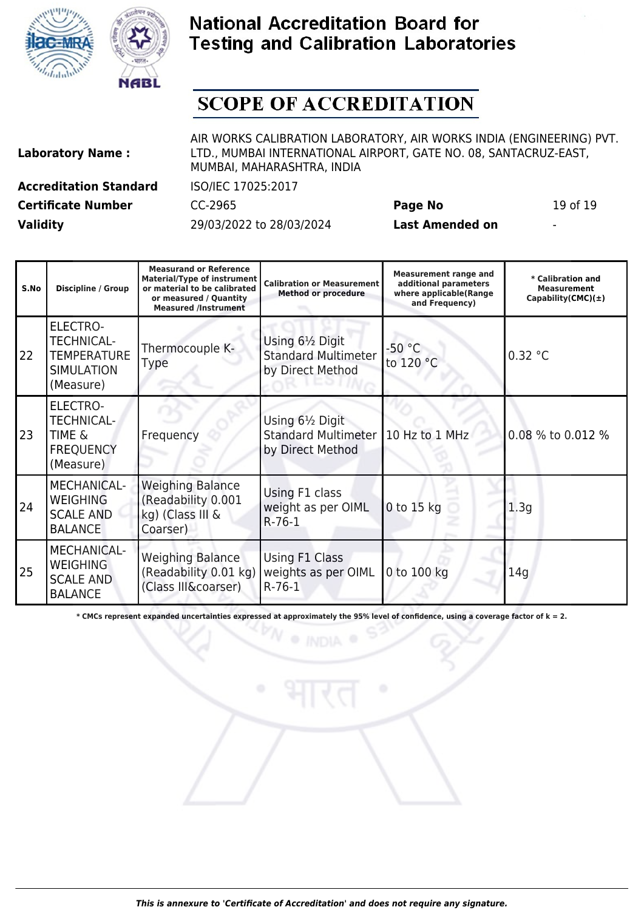# National Accreditation Board for Testing and Calibration Laboratories

## SCOPE OF ACCREDITATION

| | | | |
|---|---|---|---|
| **Laboratory Name :** | AIR WORKS CALIBRATION LABORATORY, AIR WORKS INDIA (ENGINEERING) PVT. LTD., MUMBAI INTERNATIONAL AIRPORT, GATE NO. 08, SANTACRUZ-EAST, MUMBAI, MAHARASHTRA, INDIA | | |
| **Accreditation Standard** | ISO/IEC 17025:2017 | | |
| **Certificate Number** | CC-2965 | **Page No** | 19 of 19 |
| **Validity** | 29/03/2022 to 28/03/2024 | **Last Amended on** | - |

| S.No | Discipline / Group | Measurand or Reference Material/Type of instrument or material to be calibrated or measured / Quantity Measured /Instrument | Calibration or Measurement Method or procedure | Measurement range and additional parameters where applicable(Range and Frequency) | * Calibration and Measurement Capability(CMC)(±) |
|---|---|---|---|---|---|
| 22 | ELECTRO-TECHNICAL-TEMPERATURE SIMULATION (Measure) | Thermocouple K-Type | Using 6½ Digit Standard Multimeter by Direct Method | -50 °C to 120 °C | 0.32 °C |
| 23 | ELECTRO-TECHNICAL-TIME & FREQUENCY (Measure) | Frequency | Using 6½ Digit Standard Multimeter by Direct Method | 10 Hz to 1 MHz | 0.08 % to 0.012 % |
| 24 | MECHANICAL-WEIGHING SCALE AND BALANCE | Weighing Balance (Readability 0.001 kg) (Class III & Coarser) | Using F1 class weight as per OIML R-76-1 | 0 to 15 kg | 1.3g |
| 25 | MECHANICAL-WEIGHING SCALE AND BALANCE | Weighing Balance (Readability 0.01 kg) (Class III&coarser) | Using F1 Class weights as per OIML R-76-1 | 0 to 100 kg | 14g |

**\* CMCs represent expanded uncertainties expressed at approximately the 95% level of confidence, using a coverage factor of k = 2.**

***This is annexure to 'Certificate of Accreditation' and does not require any signature.***